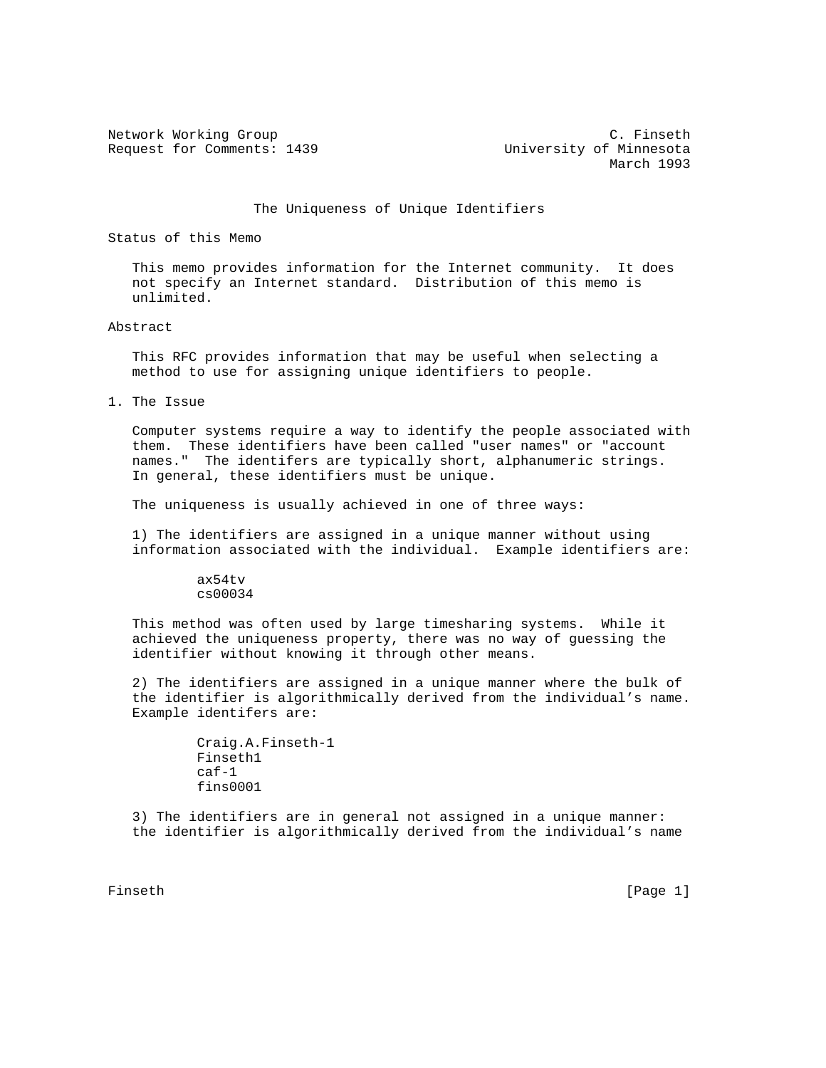Network Working Group C. Finseth
Request for Comments: 1439 University of Minnesota
March 1993

# The Uniqueness of Unique Identifiers

## Status of this Memo

This memo provides information for the Internet community. It does not specify an Internet standard. Distribution of this memo is unlimited.

## Abstract

This RFC provides information that may be useful when selecting a method to use for assigning unique identifiers to people.

## 1. The Issue

Computer systems require a way to identify the people associated with them. These identifiers have been called "user names" or "account names." The identifers are typically short, alphanumeric strings. In general, these identifiers must be unique.

The uniqueness is usually achieved in one of three ways:

1) The identifiers are assigned in a unique manner without using information associated with the individual. Example identifiers are:

```
ax54tv
cs00034
```

This method was often used by large timesharing systems. While it achieved the uniqueness property, there was no way of guessing the identifier without knowing it through other means.

2) The identifiers are assigned in a unique manner where the bulk of the identifier is algorithmically derived from the individual's name. Example identifers are:

```
Craig.A.Finseth-1
Finseth1
caf-1
fins0001
```

3) The identifiers are in general not assigned in a unique manner: the identifier is algorithmically derived from the individual's name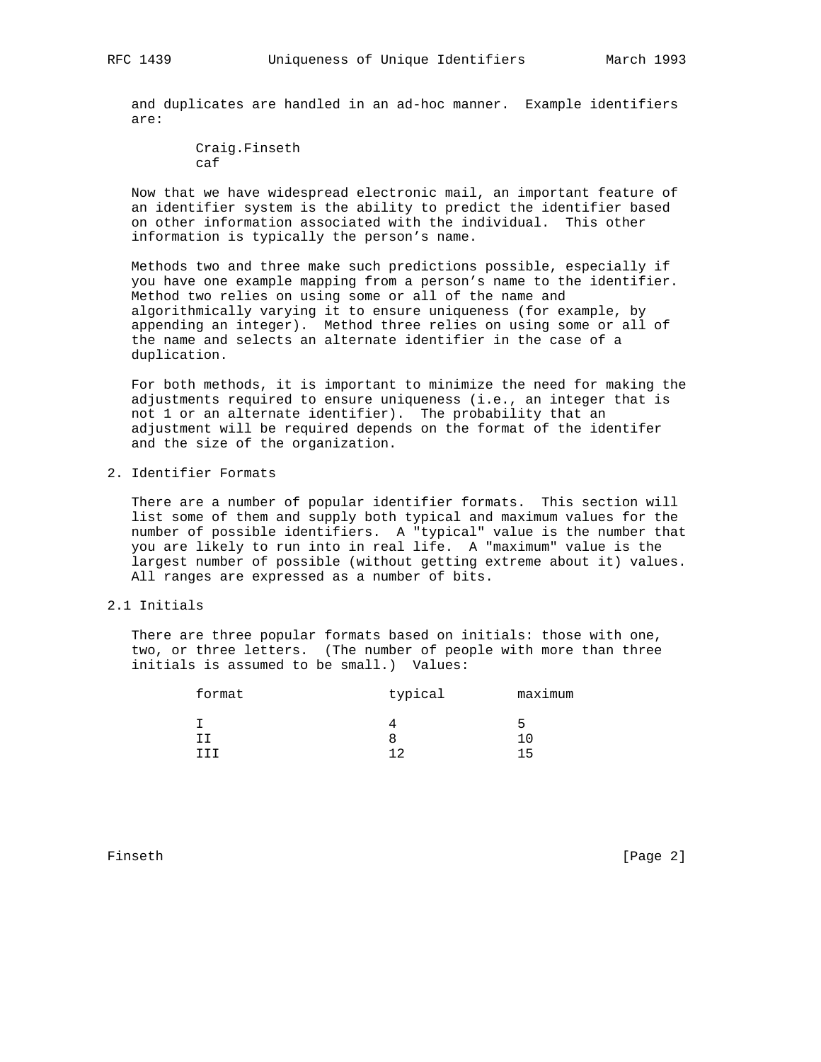and duplicates are handled in an ad-hoc manner. Example identifiers are:

```
Craig.Finseth
caf
```

Now that we have widespread electronic mail, an important feature of an identifier system is the ability to predict the identifier based on other information associated with the individual. This other information is typically the person's name.

Methods two and three make such predictions possible, especially if you have one example mapping from a person's name to the identifier. Method two relies on using some or all of the name and algorithmically varying it to ensure uniqueness (for example, by appending an integer). Method three relies on using some or all of the name and selects an alternate identifier in the case of a duplication.

For both methods, it is important to minimize the need for making the adjustments required to ensure uniqueness (i.e., an integer that is not 1 or an alternate identifier). The probability that an adjustment will be required depends on the format of the identifer and the size of the organization.

## 2. Identifier Formats

There are a number of popular identifier formats. This section will list some of them and supply both typical and maximum values for the number of possible identifiers. A "typical" value is the number that you are likely to run into in real life. A "maximum" value is the largest number of possible (without getting extreme about it) values. All ranges are expressed as a number of bits.

### 2.1 Initials

There are three popular formats based on initials: those with one, two, or three letters. (The number of people with more than three initials is assumed to be small.) Values:

| format | typical | maximum |
|---|---|---|
| I | 4 | 5 |
| II | 8 | 10 |
| III | 12 | 15 |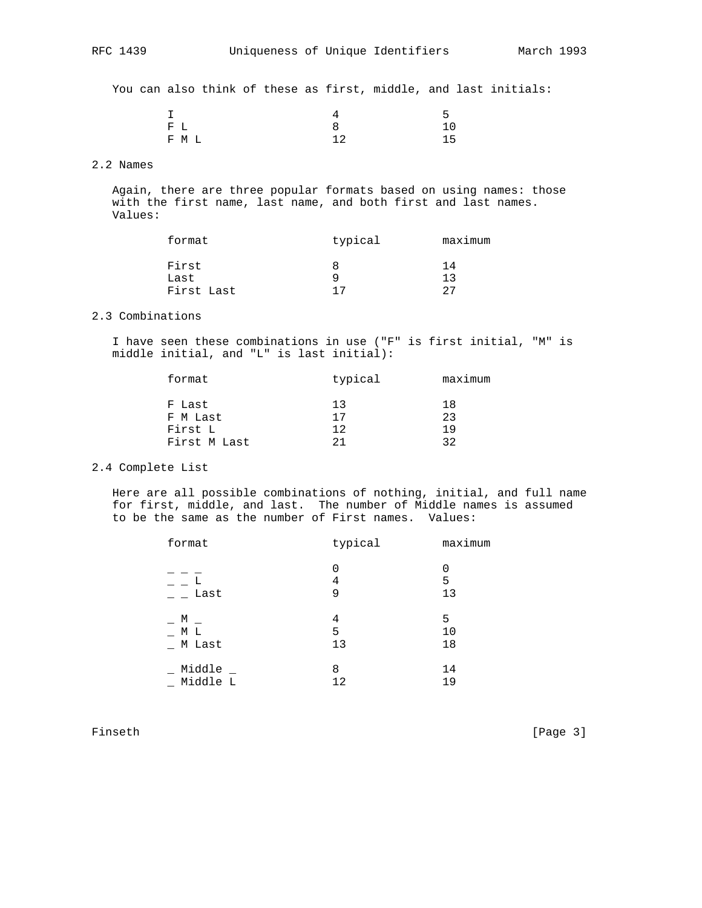You can also think of these as first, middle, and last initials:

| | | |
|---|---|---|
| I | 4 | 5 |
| F L | 8 | 10 |
| F M L | 12 | 15 |

## 2.2 Names

Again, there are three popular formats based on using names: those with the first name, last name, and both first and last names. Values:

| format | typical | maximum |
|---|---|---|
| First | 8 | 14 |
| Last | 9 | 13 |
| First Last | 17 | 27 |

## 2.3 Combinations

I have seen these combinations in use ("F" is first initial, "M" is middle initial, and "L" is last initial):

| format | typical | maximum |
|---|---|---|
| F Last | 13 | 18 |
| F M Last | 17 | 23 |
| First L | 12 | 19 |
| First M Last | 21 | 32 |

## 2.4 Complete List

Here are all possible combinations of nothing, initial, and full name for first, middle, and last. The number of Middle names is assumed to be the same as the number of First names. Values:

| format | typical | maximum |
|---|---|---|
| _ _ _ | 0 | 0 |
| _ _ L | 4 | 5 |
| _ _ Last | 9 | 13 |
| | | |
| _ M _ | 4 | 5 |
| _ M L | 5 | 10 |
| _ M Last | 13 | 18 |
| | | |
| _ Middle _ | 8 | 14 |
| _ Middle L | 12 | 19 |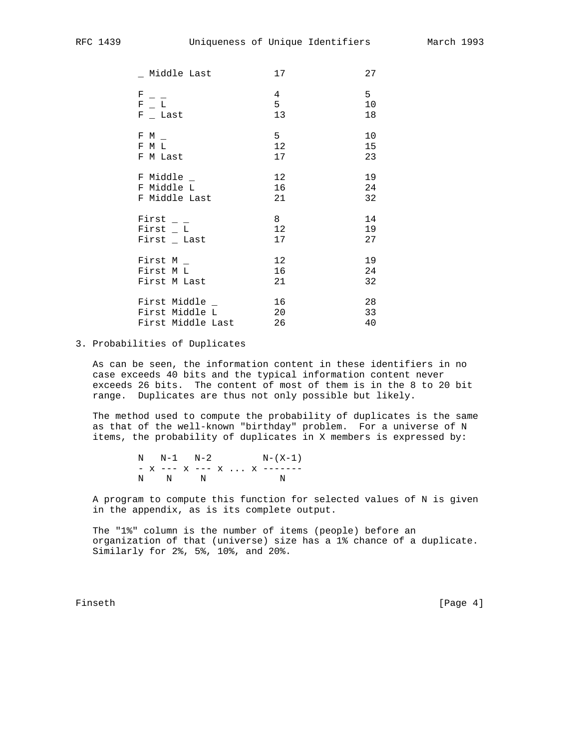| | | |
|---|---|---|
| _ Middle Last | 17 | 27 |
| F _ _ | 4 | 5 |
| F _ L | 5 | 10 |
| F _ Last | 13 | 18 |
| F M _ | 5 | 10 |
| F M L | 12 | 15 |
| F M Last | 17 | 23 |
| F Middle _ | 12 | 19 |
| F Middle L | 16 | 24 |
| F Middle Last | 21 | 32 |
| First _ _ | 8 | 14 |
| First _ L | 12 | 19 |
| First _ Last | 17 | 27 |
| First M _ | 12 | 19 |
| First M L | 16 | 24 |
| First M Last | 21 | 32 |
| First Middle _ | 16 | 28 |
| First Middle L | 20 | 33 |
| First Middle Last | 26 | 40 |

## 3. Probabilities of Duplicates

As can be seen, the information content in these identifiers in no case exceeds 40 bits and the typical information content never exceeds 26 bits. The content of most of them is in the 8 to 20 bit range. Duplicates are thus not only possible but likely.

The method used to compute the probability of duplicates is the same as that of the well-known "birthday" problem. For a universe of N items, the probability of duplicates in X members is expressed by:

$$\frac{N}{N} \times \frac{N-1}{N} \times \frac{N-2}{N} \times \ldots \times \frac{N-(X-1)}{N}$$

A program to compute this function for selected values of N is given in the appendix, as is its complete output.

The "1%" column is the number of items (people) before an organization of that (universe) size has a 1% chance of a duplicate. Similarly for 2%, 5%, 10%, and 20%.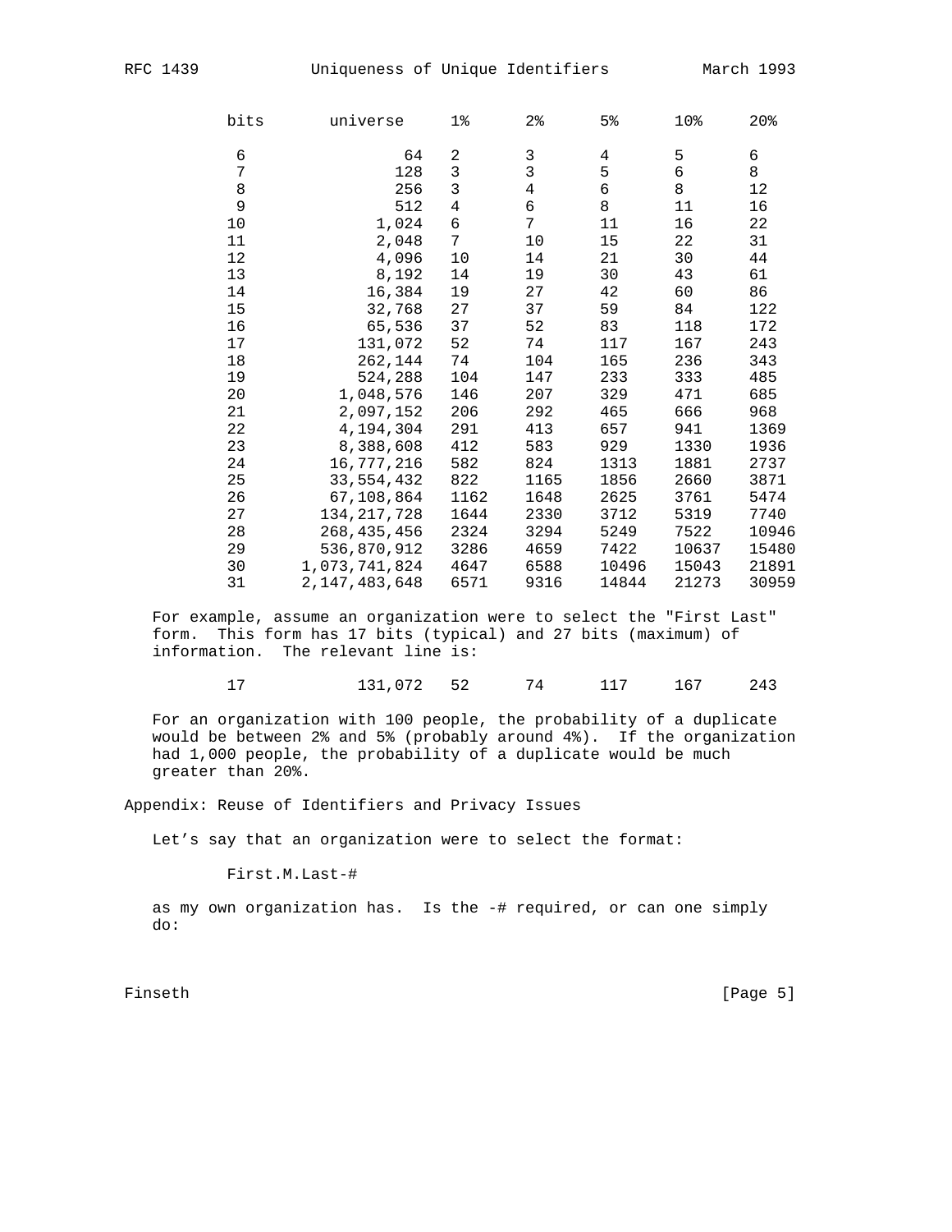| bits | universe | 1% | 2% | 5% | 10% | 20% |
|---|---|---|---|---|---|---|
| 6 | 64 | 2 | 3 | 4 | 5 | 6 |
| 7 | 128 | 3 | 3 | 5 | 6 | 8 |
| 8 | 256 | 3 | 4 | 6 | 8 | 12 |
| 9 | 512 | 4 | 6 | 8 | 11 | 16 |
| 10 | 1,024 | 6 | 7 | 11 | 16 | 22 |
| 11 | 2,048 | 7 | 10 | 15 | 22 | 31 |
| 12 | 4,096 | 10 | 14 | 21 | 30 | 44 |
| 13 | 8,192 | 14 | 19 | 30 | 43 | 61 |
| 14 | 16,384 | 19 | 27 | 42 | 60 | 86 |
| 15 | 32,768 | 27 | 37 | 59 | 84 | 122 |
| 16 | 65,536 | 37 | 52 | 83 | 118 | 172 |
| 17 | 131,072 | 52 | 74 | 117 | 167 | 243 |
| 18 | 262,144 | 74 | 104 | 165 | 236 | 343 |
| 19 | 524,288 | 104 | 147 | 233 | 333 | 485 |
| 20 | 1,048,576 | 146 | 207 | 329 | 471 | 685 |
| 21 | 2,097,152 | 206 | 292 | 465 | 666 | 968 |
| 22 | 4,194,304 | 291 | 413 | 657 | 941 | 1369 |
| 23 | 8,388,608 | 412 | 583 | 929 | 1330 | 1936 |
| 24 | 16,777,216 | 582 | 824 | 1313 | 1881 | 2737 |
| 25 | 33,554,432 | 822 | 1165 | 1856 | 2660 | 3871 |
| 26 | 67,108,864 | 1162 | 1648 | 2625 | 3761 | 5474 |
| 27 | 134,217,728 | 1644 | 2330 | 3712 | 5319 | 7740 |
| 28 | 268,435,456 | 2324 | 3294 | 5249 | 7522 | 10946 |
| 29 | 536,870,912 | 3286 | 4659 | 7422 | 10637 | 15480 |
| 30 | 1,073,741,824 | 4647 | 6588 | 10496 | 15043 | 21891 |
| 31 | 2,147,483,648 | 6571 | 9316 | 14844 | 21273 | 30959 |

For example, assume an organization were to select the "First Last" form. This form has 17 bits (typical) and 27 bits (maximum) of information. The relevant line is:

```
17            131,072   52      74      117     167     243
```

For an organization with 100 people, the probability of a duplicate would be between 2% and 5% (probably around 4%). If the organization had 1,000 people, the probability of a duplicate would be much greater than 20%.

## Appendix: Reuse of Identifiers and Privacy Issues

Let's say that an organization were to select the format:

```
First.M.Last-#
```

as my own organization has. Is the -# required, or can one simply do: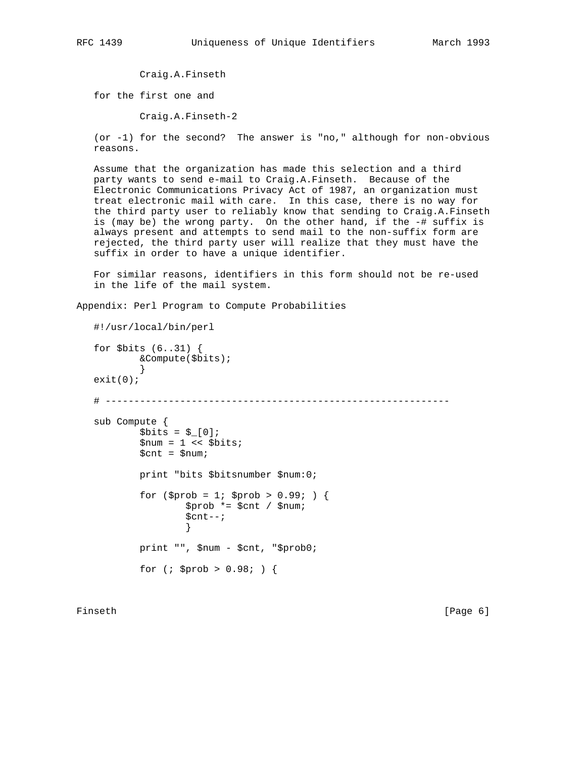Craig.A.Finseth

for the first one and

Craig.A.Finseth-2

(or -1) for the second? The answer is "no," although for non-obvious reasons.

Assume that the organization has made this selection and a third party wants to send e-mail to Craig.A.Finseth. Because of the Electronic Communications Privacy Act of 1987, an organization must treat electronic mail with care. In this case, there is no way for the third party user to reliably know that sending to Craig.A.Finseth is (may be) the wrong party. On the other hand, if the -# suffix is always present and attempts to send mail to the non-suffix form are rejected, the third party user will realize that they must have the suffix in order to have a unique identifier.

For similar reasons, identifiers in this form should not be re-used in the life of the mail system.

## Appendix: Perl Program to Compute Probabilities

```
#!/usr/local/bin/perl

for $bits (6..31) {
        &Compute($bits);
        }
exit(0);

# ------------------------------------------------------------

sub Compute {
        $bits = $_[0];
        $num = 1 << $bits;
        $cnt = $num;

        print "bits $bitsnumber $num:0;

        for ($prob = 1; $prob > 0.99; ) {
                $prob *= $cnt / $num;
                $cnt--;
                }

        print "", $num - $cnt, "$prob0;

        for (; $prob > 0.98; ) {
```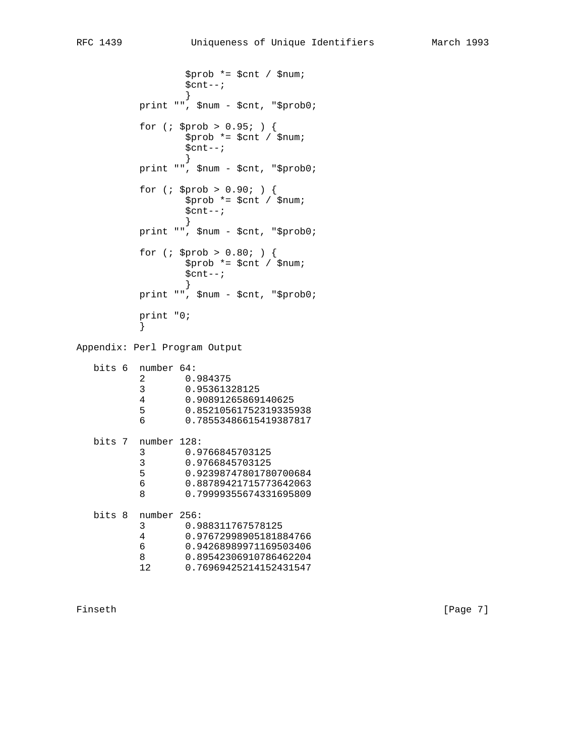```
                $prob *= $cnt / $num;
                $cnt--;
                }
        print "", $num - $cnt, "$prob0;

        for (; $prob > 0.95; ) {
                $prob *= $cnt / $num;
                $cnt--;
                }
        print "", $num - $cnt, "$prob0;

        for (; $prob > 0.90; ) {
                $prob *= $cnt / $num;
                $cnt--;
                }
        print "", $num - $cnt, "$prob0;

        for (; $prob > 0.80; ) {
                $prob *= $cnt / $num;
                $cnt--;
                }
        print "", $num - $cnt, "$prob0;

        print "0;
        }
```

Appendix: Perl Program Output

```
   bits 6  number 64:
           2       0.984375
           3       0.95361328125
           4       0.90891265869140625
           5       0.85210561752319335938
           6       0.78553486615419387817

   bits 7  number 128:
           3       0.9766845703125
           3       0.9766845703125
           5       0.92398747801780700684
           6       0.88789421715773642063
           8       0.79999355674331695809

   bits 8  number 256:
           3       0.988311767578125
           4       0.97672998905181884766
           6       0.94268989971169503406
           8       0.89542306910786462204
           12      0.76969425214152431547
```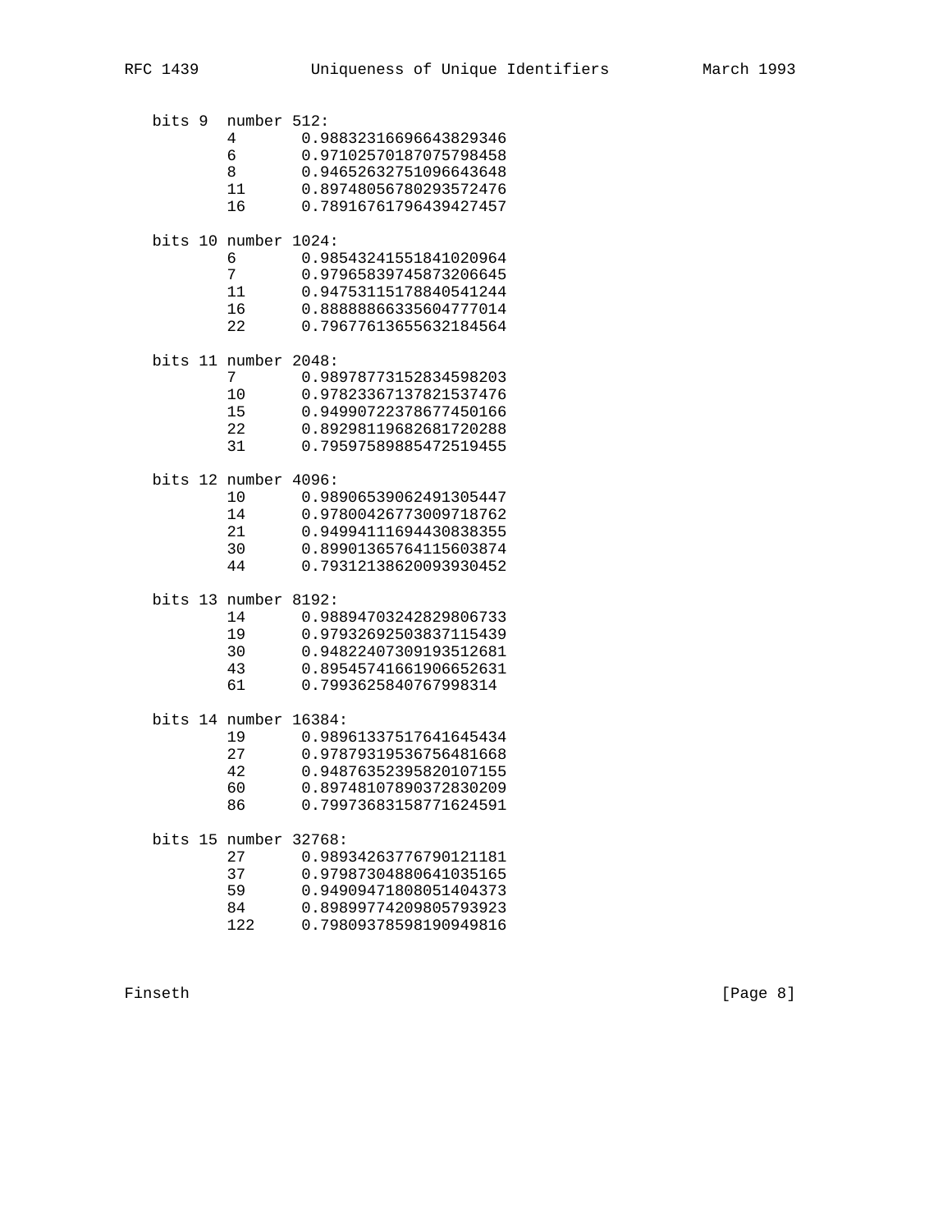```
   bits 9  number 512:
           4       0.98832316696643829346
           6       0.97102570187075798458
           8       0.94652632751096643648
           11      0.89748056780293572476
           16      0.78916761796439427457

   bits 10 number 1024:
           6       0.98543241551841020964
           7       0.97965839745873206645
           11      0.94753115178840541244
           16      0.88888866335604777014
           22      0.79677613655632184564

   bits 11 number 2048:
           7       0.98978773152834598203
           10      0.97823367137821537476
           15      0.94990722378677450166
           22      0.89298119682681720288
           31      0.79597589885472519455

   bits 12 number 4096:
           10      0.98906539062491305447
           14      0.97800426773009718762
           21      0.94994111694430838355
           30      0.89901365764115603874
           44      0.79312138620093930452

   bits 13 number 8192:
           14      0.98894703242829806733
           19      0.97932692503837115439
           30      0.94822407309193512681
           43      0.89545741661906652631
           61      0.7993625840767998314

   bits 14 number 16384:
           19      0.98961337517641645434
           27      0.97879319536756481668
           42      0.94876352395820107155
           60      0.89748107890372830209
           86      0.79973683158771624591

   bits 15 number 32768:
           27      0.98934263776790121181
           37      0.97987304880641035165
           59      0.94909471808051404373
           84      0.89899774209805793923
           122     0.79809378598190949816
```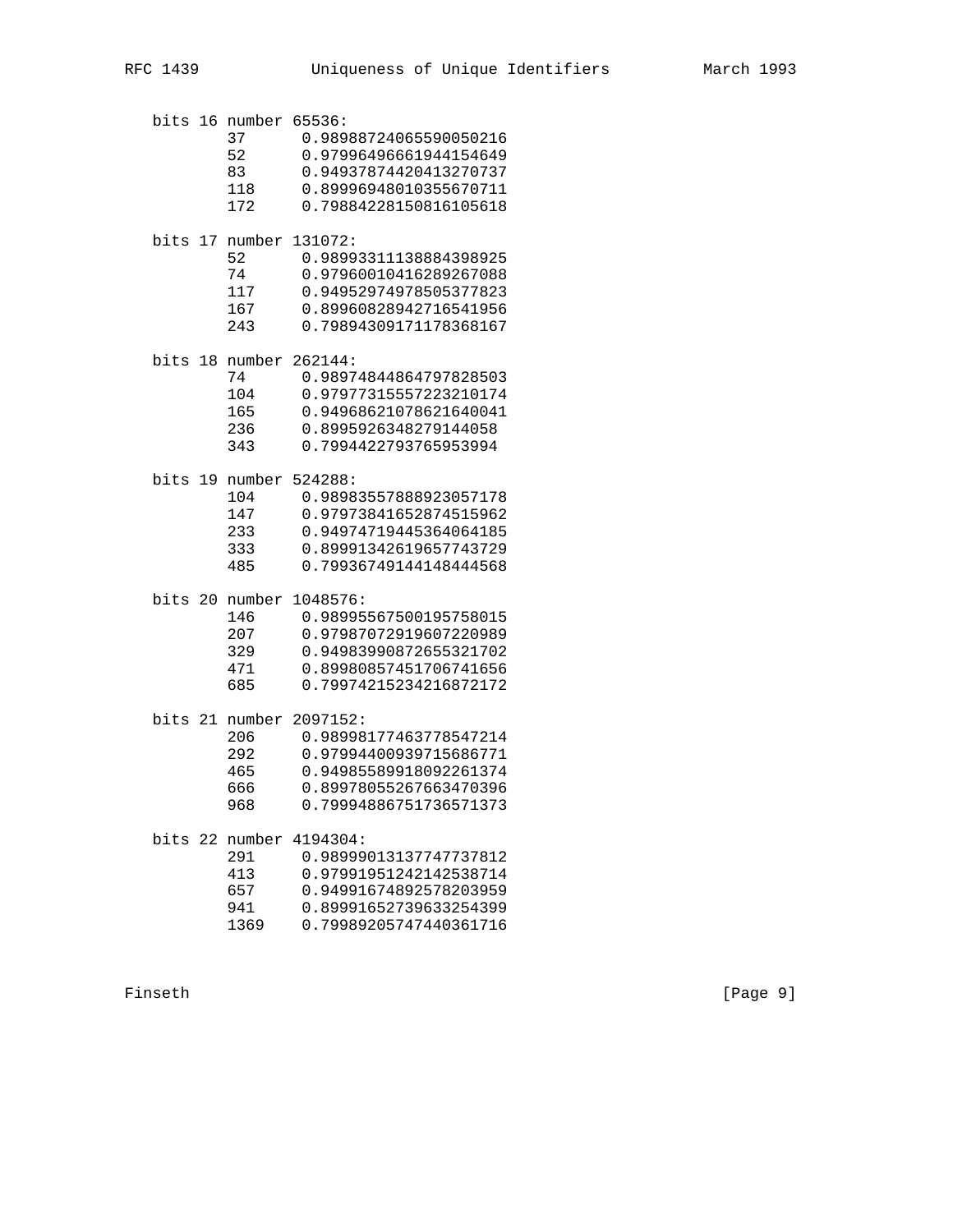```
bits 16 number 65536:
        37      0.98988724065590050216
        52      0.97996496661944154649
        83      0.94937874420413270737
        118     0.89996948010355670711
        172     0.79884228150816105618

bits 17 number 131072:
        52      0.98993311138884398925
        74      0.97960010416289267088
        117     0.94952974978505377823
        167     0.89960828942716541956
        243     0.79894309171178368167

bits 18 number 262144:
        74      0.98974844864797828503
        104     0.97977315557223210174
        165     0.94968621078621640041
        236     0.8995926348279144058
        343     0.7994422793765953994

bits 19 number 524288:
        104     0.98983557888923057178
        147     0.97973841652874515962
        233     0.94974719445364064185
        333     0.89991342619657743729
        485     0.79936749144148444568

bits 20 number 1048576:
        146     0.98995567500195758015
        207     0.97987072919607220989
        329     0.94983990872655321702
        471     0.89980857451706741656
        685     0.79974215234216872172

bits 21 number 2097152:
        206     0.98998177463778547214
        292     0.97994400939715686771
        465     0.94985589918092261374
        666     0.89978055267663470396
        968     0.79994886751736571373

bits 22 number 4194304:
        291     0.98999013137747737812
        413     0.97991951242142538714
        657     0.94991674892578203959
        941     0.89991652739633254399
        1369    0.79989205747440361716
```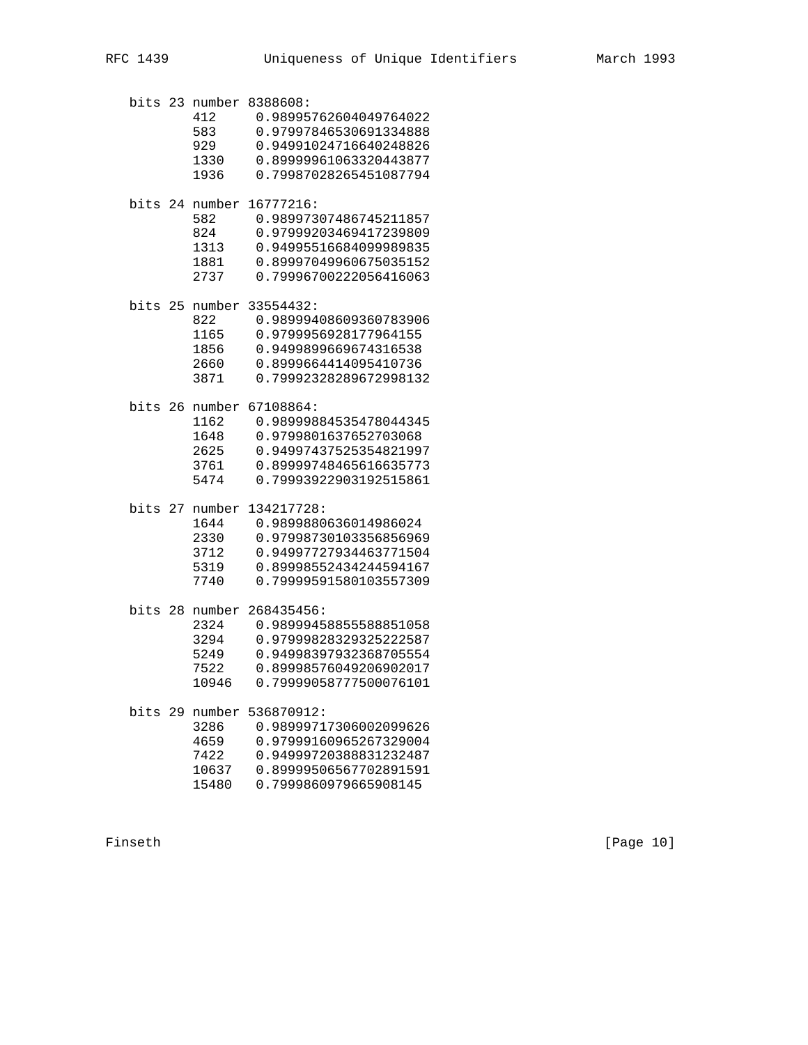```
   bits 23 number 8388608:
           412     0.98995762604049764022
           583     0.97997846530691334888
           929     0.94991024716640248826
           1330    0.89999961063320443877
           1936    0.79987028265451087794

   bits 24 number 16777216:
           582     0.98997307486745211857
           824     0.97999203469417239809
           1313    0.94995516684099989835
           1881    0.89997049960675035152
           2737    0.79996700222056416063

   bits 25 number 33554432:
           822     0.98999408609360783906
           1165    0.9799956928177964155
           1856    0.9499899669674316538
           2660    0.8999664414095410736
           3871    0.79992328289672998132

   bits 26 number 67108864:
           1162    0.98999884535478044345
           1648    0.9799801637652703068
           2625    0.94997437525354821997
           3761    0.89999748465616635773
           5474    0.79993922903192515861

   bits 27 number 134217728:
           1644    0.9899880636014986024
           2330    0.97998730103356856969
           3712    0.94997727934463771504
           5319    0.89998552434244594167
           7740    0.79999591580103557309

   bits 28 number 268435456:
           2324    0.98999458855588851058
           3294    0.97999828329325222587
           5249    0.94998397932368705554
           7522    0.89998576049206902017
           10946   0.79999058777500076101

   bits 29 number 536870912:
           3286    0.98999717306002099626
           4659    0.97999160965267329004
           7422    0.94999720388831232487
           10637   0.89999506567702891591
           15480   0.7999860979665908145
```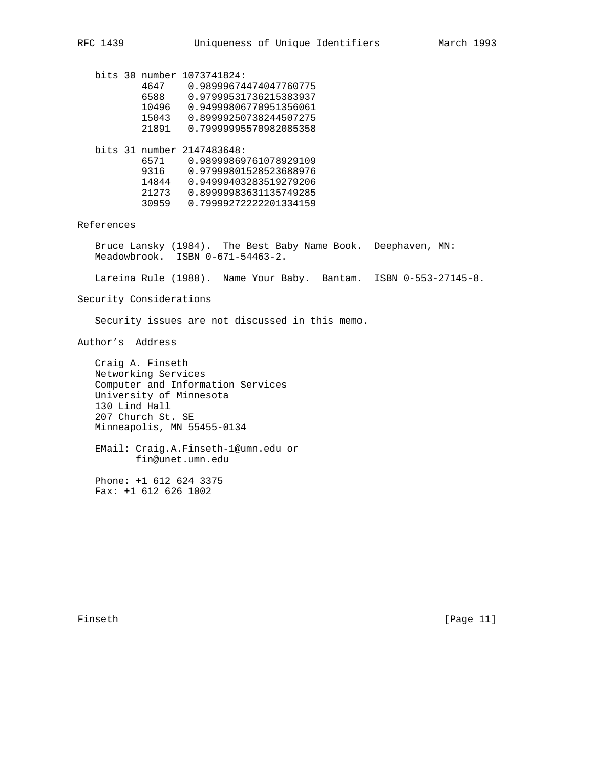```
bits 30 number 1073741824:
        4647    0.98999674474047760775
        6588    0.97999531736215383937
        10496   0.94999806770951356061
        15043   0.89999250738244507275
        21891   0.79999995570982085358

bits 31 number 2147483648:
        6571    0.98999869761078929109
        9316    0.97999801528523688976
        14844   0.94999403283519279206
        21273   0.89999983631135749285
        30959   0.79999272222201334159
```

## References

Bruce Lansky (1984). The Best Baby Name Book. Deephaven, MN: Meadowbrook. ISBN 0-671-54463-2.

Lareina Rule (1988). Name Your Baby. Bantam. ISBN 0-553-27145-8.

## Security Considerations

Security issues are not discussed in this memo.

## Author's Address

Craig A. Finseth
Networking Services
Computer and Information Services
University of Minnesota
130 Lind Hall
207 Church St. SE
Minneapolis, MN 55455-0134

EMail: Craig.A.Finseth-1@umn.edu or
fin@unet.umn.edu

Phone: +1 612 624 3375
Fax: +1 612 626 1002